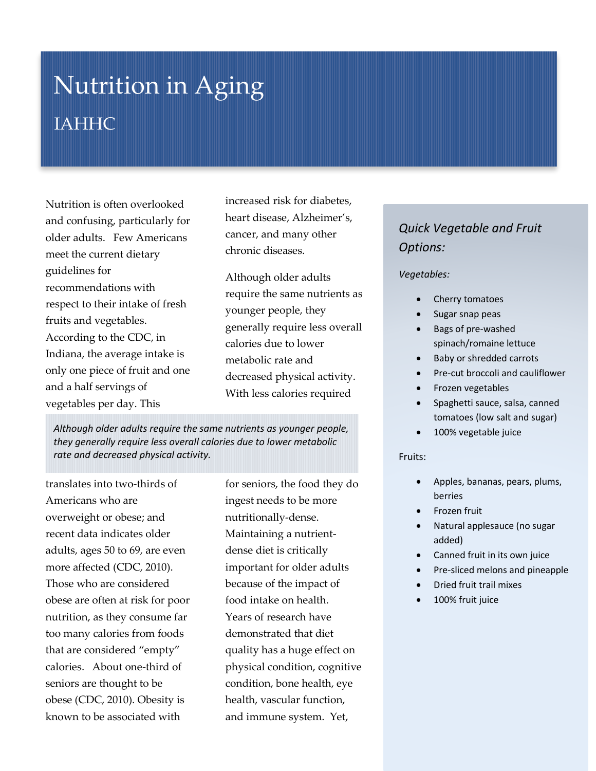# Nutrition in Aging

## IAHHC

Nutrition is often overlooked and confusing, particularly for older adults. Few Americans meet the current dietary guidelines for recommendations with respect to their intake of fresh fruits and vegetables. According to the CDC, in Indiana, the average intake is only one piece of fruit and one and a half servings of vegetables per day. This increased risk for diabetes, heart disease, Alzheimer's, cancer, and many other chronic diseases.

Although older adults require the same nutrients as younger people, they generally require less overall calories due to lower metabolic rate and decreased physical activity. With less calories required

> *Although older adults require the same nutrients as younger people, they generally require less overall calories due to lower metabolic rate and decreased physical activity.*

translates into two-thirds of Americans who are overweight or obese; and recent data indicates older adults, ages 50 to 69, are even more affected (CDC, 2010). Those who are considered obese are often at risk for poor nutrition, as they consume far too many calories from foods that are considered "empty" calories. About one-third of seniors are thought to be obese (CDC, 2010). Obesity is known to be associated with

for seniors, the food they do ingest needs to be more nutritionally-dense. Maintaining a nutrient-dense diet is critically important for older adults because of the impact of food intake on health. Years of research have demonstrated that diet quality has a huge effect on physical condition, cognitive condition, bone health, eye health, vascular function, and immune system. Yet,

### *Quick Vegetable and Fruit Options:*

*Vegetables:*

- Cherry tomatoes
- Sugar snap peas
- Bags of pre-washed spinach/romaine lettuce
- Baby or shredded carrots
- Pre-cut broccoli and cauliflower
- Frozen vegetables
- Spaghetti sauce, salsa, canned tomatoes (low salt and sugar)
- 100% vegetable juice

Fruits:

- Apples, bananas, pears, plums, berries
- Frozen fruit
- Natural applesauce (no sugar added)
- Canned fruit in its own juice
- Pre-sliced melons and pineapple
- Dried fruit trail mixes
- 100% fruit juice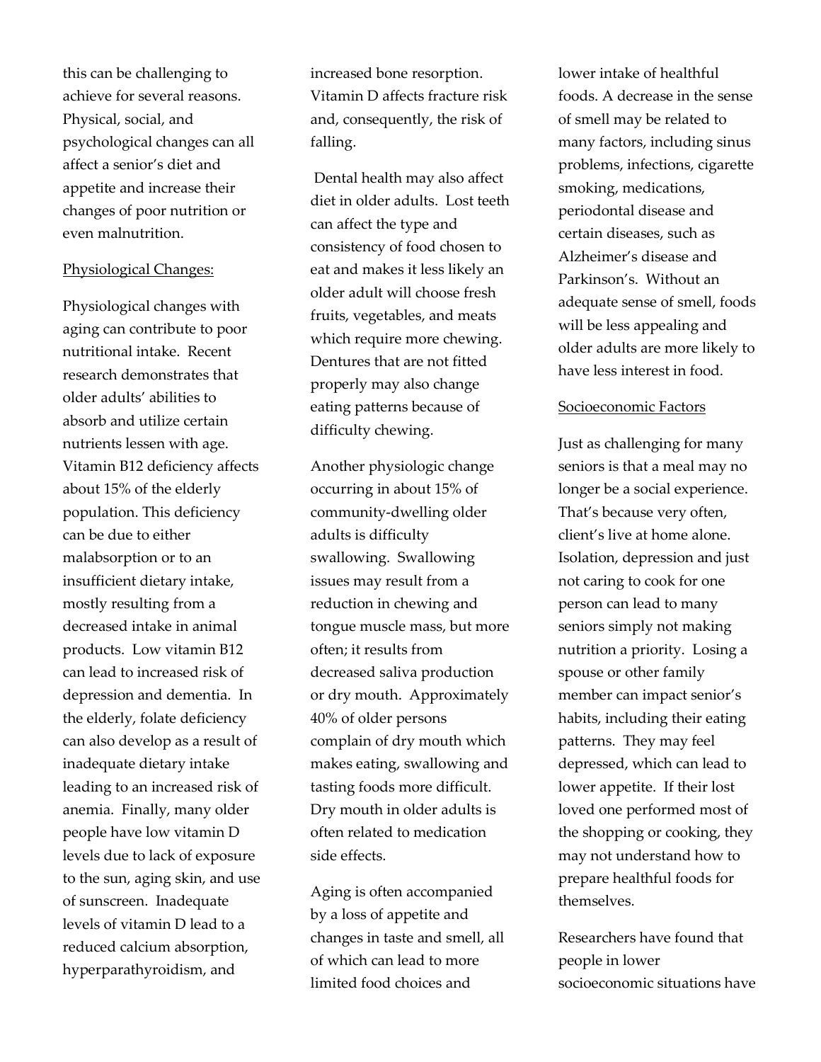this can be challenging to achieve for several reasons. Physical, social, and psychological changes can all affect a senior's diet and appetite and increase their changes of poor nutrition or even malnutrition.

Physiological Changes:

Physiological changes with aging can contribute to poor nutritional intake. Recent research demonstrates that older adults' abilities to absorb and utilize certain nutrients lessen with age. Vitamin B12 deficiency affects about 15% of the elderly population. This deficiency can be due to either malabsorption or to an insufficient dietary intake, mostly resulting from a decreased intake in animal products. Low vitamin B12 can lead to increased risk of depression and dementia. In the elderly, folate deficiency can also develop as a result of inadequate dietary intake leading to an increased risk of anemia. Finally, many older people have low vitamin D levels due to lack of exposure to the sun, aging skin, and use of sunscreen. Inadequate levels of vitamin D lead to a reduced calcium absorption, hyperparathyroidism, and increased bone resorption. Vitamin D affects fracture risk and, consequently, the risk of falling.

Dental health may also affect diet in older adults. Lost teeth can affect the type and consistency of food chosen to eat and makes it less likely an older adult will choose fresh fruits, vegetables, and meats which require more chewing. Dentures that are not fitted properly may also change eating patterns because of difficulty chewing.

Another physiologic change occurring in about 15% of community-dwelling older adults is difficulty swallowing. Swallowing issues may result from a reduction in chewing and tongue muscle mass, but more often; it results from decreased saliva production or dry mouth. Approximately 40% of older persons complain of dry mouth which makes eating, swallowing and tasting foods more difficult. Dry mouth in older adults is often related to medication side effects.

Aging is often accompanied by a loss of appetite and changes in taste and smell, all of which can lead to more limited food choices and lower intake of healthful foods. A decrease in the sense of smell may be related to many factors, including sinus problems, infections, cigarette smoking, medications, periodontal disease and certain diseases, such as Alzheimer's disease and Parkinson's. Without an adequate sense of smell, foods will be less appealing and older adults are more likely to have less interest in food.

Socioeconomic Factors

Just as challenging for many seniors is that a meal may no longer be a social experience. That's because very often, client's live at home alone. Isolation, depression and just not caring to cook for one person can lead to many seniors simply not making nutrition a priority. Losing a spouse or other family member can impact senior's habits, including their eating patterns. They may feel depressed, which can lead to lower appetite. If their lost loved one performed most of the shopping or cooking, they may not understand how to prepare healthful foods for themselves.

Researchers have found that people in lower socioeconomic situations have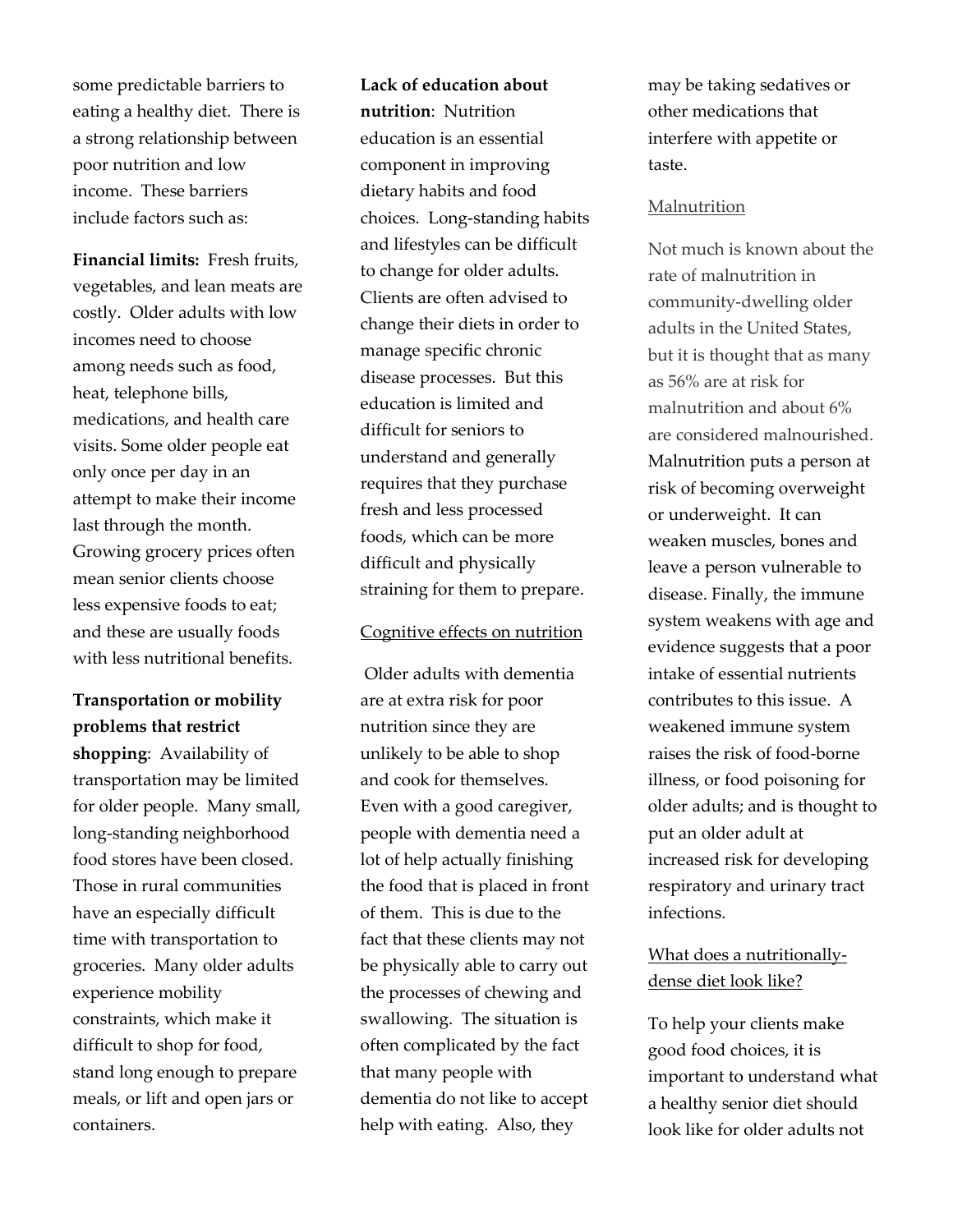some predictable barriers to eating a healthy diet. There is a strong relationship between poor nutrition and low income. These barriers include factors such as:

**Financial limits:** Fresh fruits, vegetables, and lean meats are costly. Older adults with low incomes need to choose among needs such as food, heat, telephone bills, medications, and health care visits. Some older people eat only once per day in an attempt to make their income last through the month. Growing grocery prices often mean senior clients choose less expensive foods to eat; and these are usually foods with less nutritional benefits.

**Transportation or mobility problems that restrict shopping**: Availability of transportation may be limited for older people. Many small, long-standing neighborhood food stores have been closed. Those in rural communities have an especially difficult time with transportation to groceries. Many older adults experience mobility constraints, which make it difficult to shop for food, stand long enough to prepare meals, or lift and open jars or containers.

**Lack of education about nutrition**: Nutrition education is an essential component in improving dietary habits and food choices. Long-standing habits and lifestyles can be difficult to change for older adults. Clients are often advised to change their diets in order to manage specific chronic disease processes. But this education is limited and difficult for seniors to understand and generally requires that they purchase fresh and less processed foods, which can be more difficult and physically straining for them to prepare.

## Cognitive effects on nutrition

Older adults with dementia are at extra risk for poor nutrition since they are unlikely to be able to shop and cook for themselves. Even with a good caregiver, people with dementia need a lot of help actually finishing the food that is placed in front of them. This is due to the fact that these clients may not be physically able to carry out the processes of chewing and swallowing. The situation is often complicated by the fact that many people with dementia do not like to accept help with eating. Also, they may be taking sedatives or other medications that interfere with appetite or taste.

## Malnutrition

Not much is known about the rate of malnutrition in community-dwelling older adults in the United States, but it is thought that as many as 56% are at risk for malnutrition and about 6% are considered malnourished. Malnutrition puts a person at risk of becoming overweight or underweight. It can weaken muscles, bones and leave a person vulnerable to disease. Finally, the immune system weakens with age and evidence suggests that a poor intake of essential nutrients contributes to this issue. A weakened immune system raises the risk of food-borne illness, or food poisoning for older adults; and is thought to put an older adult at increased risk for developing respiratory and urinary tract infections.

## What does a nutritionally-dense diet look like?

To help your clients make good food choices, it is important to understand what a healthy senior diet should look like for older adults not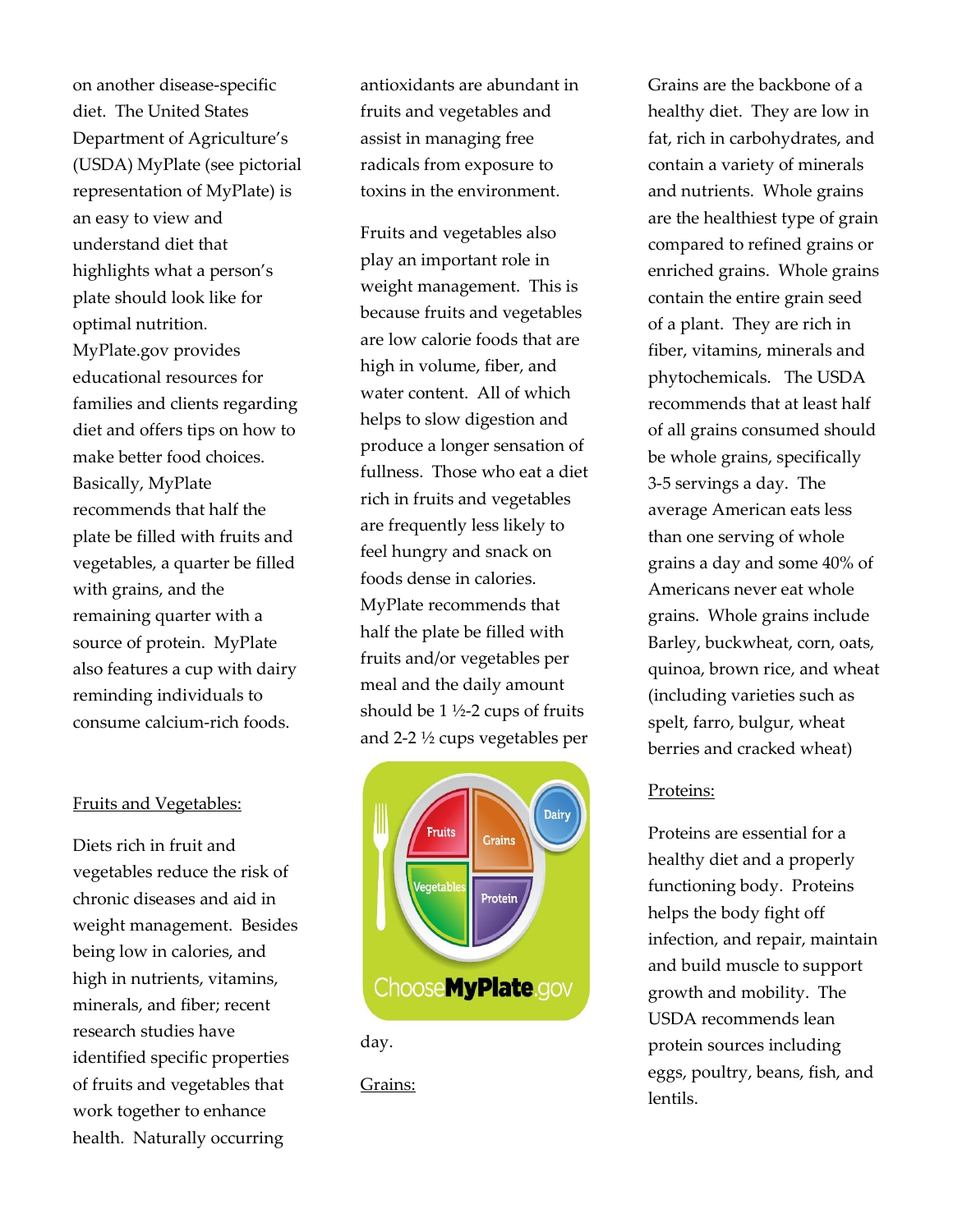on another disease-specific diet. The United States Department of Agriculture's (USDA) MyPlate (see pictorial representation of MyPlate) is an easy to view and understand diet that highlights what a person's plate should look like for optimal nutrition. MyPlate.gov provides educational resources for families and clients regarding diet and offers tips on how to make better food choices. Basically, MyPlate recommends that half the plate be filled with fruits and vegetables, a quarter be filled with grains, and the remaining quarter with a source of protein. MyPlate also features a cup with dairy reminding individuals to consume calcium-rich foods.

Fruits and Vegetables:

Diets rich in fruit and vegetables reduce the risk of chronic diseases and aid in weight management. Besides being low in calories, and high in nutrients, vitamins, minerals, and fiber; recent research studies have identified specific properties of fruits and vegetables that work together to enhance health. Naturally occurring antioxidants are abundant in fruits and vegetables and assist in managing free radicals from exposure to toxins in the environment.

Fruits and vegetables also play an important role in weight management. This is because fruits and vegetables are low calorie foods that are high in volume, fiber, and water content. All of which helps to slow digestion and produce a longer sensation of fullness. Those who eat a diet rich in fruits and vegetables are frequently less likely to feel hungry and snack on foods dense in calories. MyPlate recommends that half the plate be filled with fruits and/or vegetables per meal and the daily amount should be 1 ½-2 cups of fruits and 2-2 ½ cups vegetables per day.

Grains:

Grains are the backbone of a healthy diet. They are low in fat, rich in carbohydrates, and contain a variety of minerals and nutrients. Whole grains are the healthiest type of grain compared to refined grains or enriched grains. Whole grains contain the entire grain seed of a plant. They are rich in fiber, vitamins, minerals and phytochemicals. The USDA recommends that at least half of all grains consumed should be whole grains, specifically 3-5 servings a day. The average American eats less than one serving of whole grains a day and some 40% of Americans never eat whole grains. Whole grains include Barley, buckwheat, corn, oats, quinoa, brown rice, and wheat (including varieties such as spelt, farro, bulgur, wheat berries and cracked wheat)

Proteins:

Proteins are essential for a healthy diet and a properly functioning body. Proteins helps the body fight off infection, and repair, maintain and build muscle to support growth and mobility. The USDA recommends lean protein sources including eggs, poultry, beans, fish, and lentils.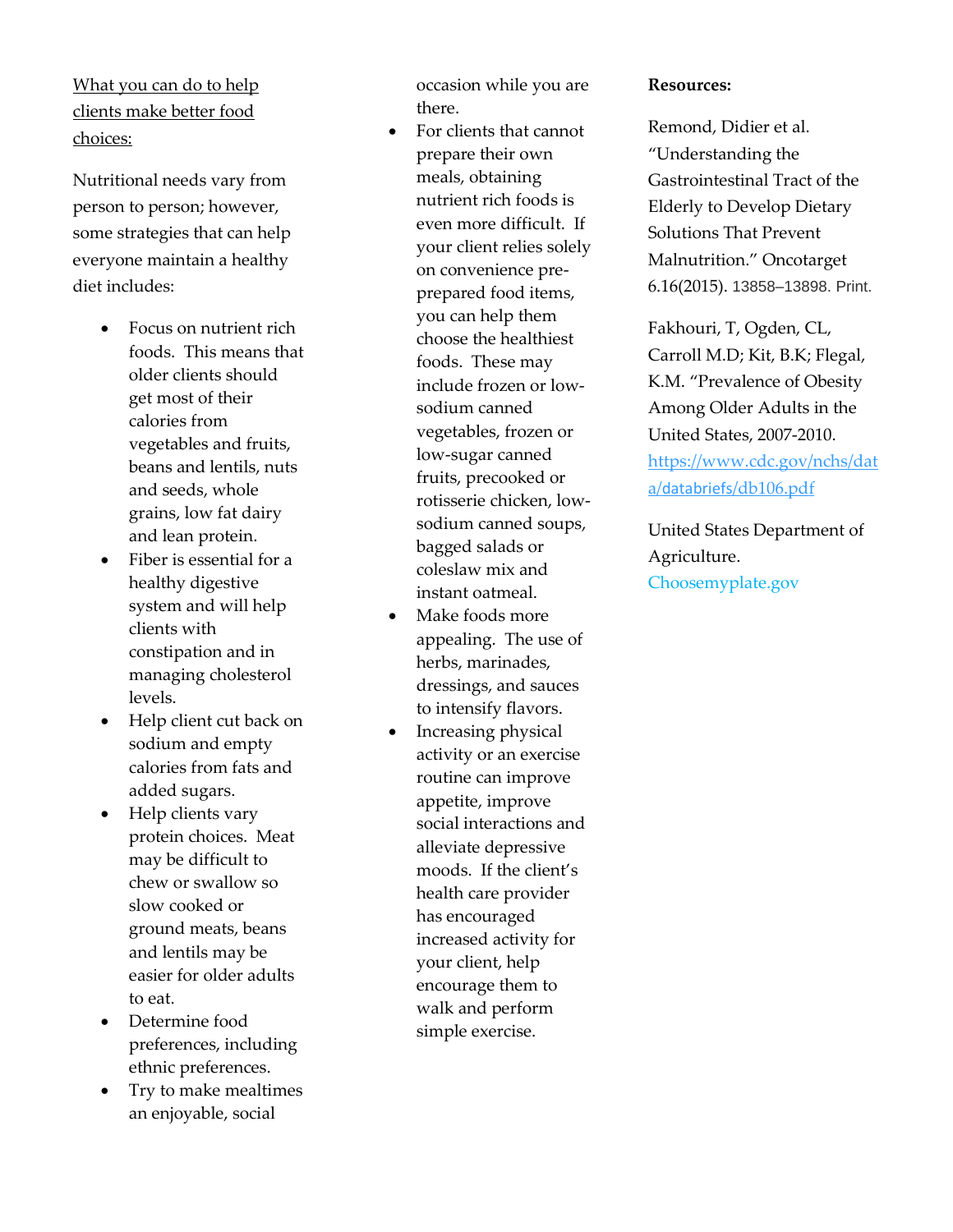What you can do to help clients make better food choices:

Nutritional needs vary from person to person; however, some strategies that can help everyone maintain a healthy diet includes:

- Focus on nutrient rich foods. This means that older clients should get most of their calories from vegetables and fruits, beans and lentils, nuts and seeds, whole grains, low fat dairy and lean protein.
- Fiber is essential for a healthy digestive system and will help clients with constipation and in managing cholesterol levels.
- Help client cut back on sodium and empty calories from fats and added sugars.
- Help clients vary protein choices. Meat may be difficult to chew or swallow so slow cooked or ground meats, beans and lentils may be easier for older adults to eat.
- Determine food preferences, including ethnic preferences.
- Try to make mealtimes an enjoyable, social occasion while you are there.
- For clients that cannot prepare their own meals, obtaining nutrient rich foods is even more difficult. If your client relies solely on convenience pre-prepared food items, you can help them choose the healthiest foods. These may include frozen or low-sodium canned vegetables, frozen or low-sugar canned fruits, precooked or rotisserie chicken, low-sodium canned soups, bagged salads or coleslaw mix and instant oatmeal.
- Make foods more appealing. The use of herbs, marinades, dressings, and sauces to intensify flavors.
- Increasing physical activity or an exercise routine can improve appetite, improve social interactions and alleviate depressive moods. If the client's health care provider has encouraged increased activity for your client, help encourage them to walk and perform simple exercise.

**Resources:**

Remond, Didier et al. "Understanding the Gastrointestinal Tract of the Elderly to Develop Dietary Solutions That Prevent Malnutrition." Oncotarget 6.16(2015). 13858–13898. Print.

Fakhouri, T, Ogden, CL, Carroll M.D; Kit, B.K; Flegal, K.M. "Prevalence of Obesity Among Older Adults in the United States, 2007-2010. https://www.cdc.gov/nchs/data/databriefs/db106.pdf

United States Department of Agriculture. Choosemyplate.gov